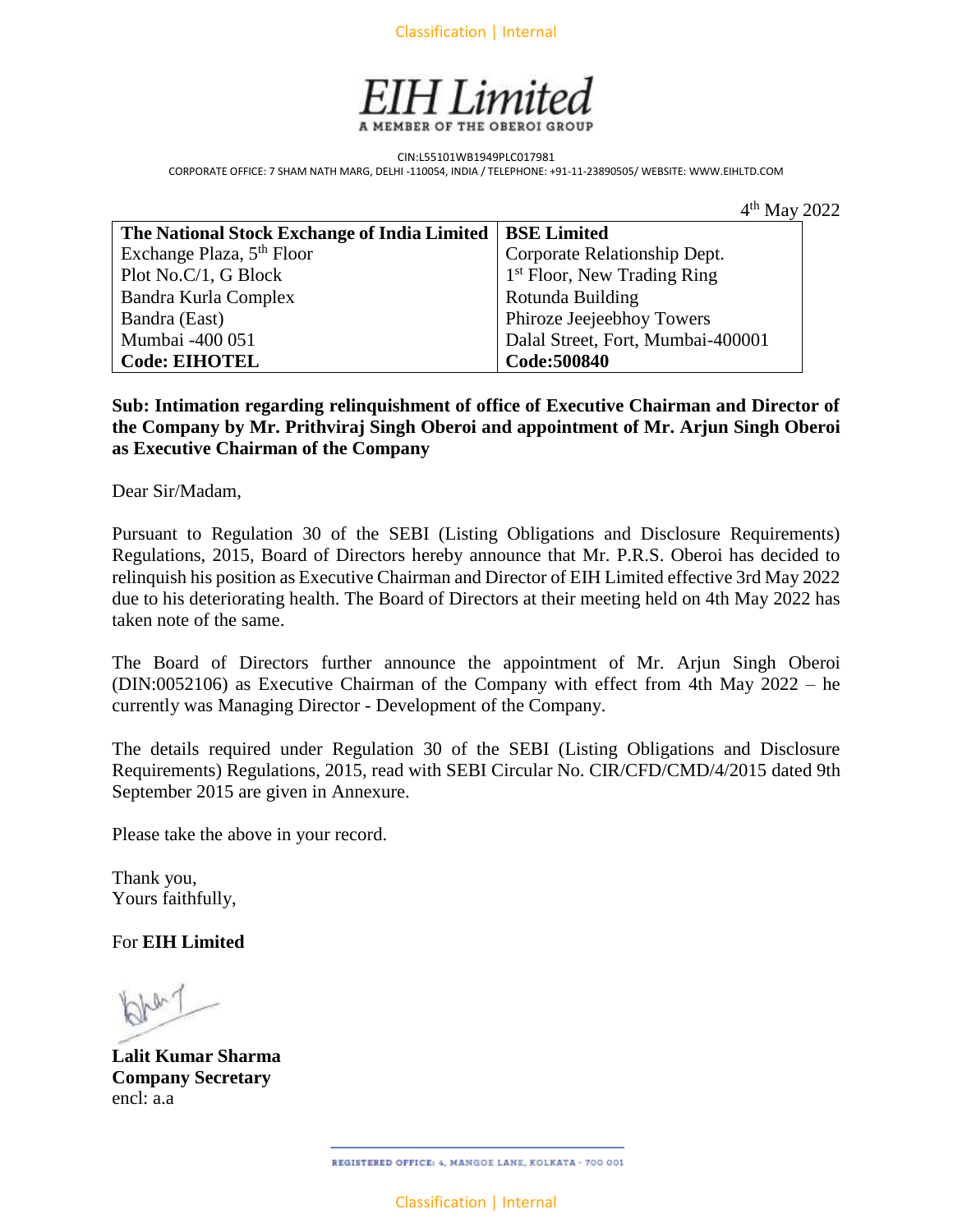# EIH Limited

A MEMBER OF THE OBEROI GROUP

CIN:L55101WB1949PLC017981

CORPORATE OFFICE: 7 SHAM NATH MARG, DELHI -110054, INDIA / TELEPHONE: +91-11-23890505/ WEBSITE: WWW.EIHLTD.COM

4th May 2022

| **The National Stock Exchange of India Limited** | **BSE Limited** |
|---|---|
| Exchange Plaza, 5th Floor | Corporate Relationship Dept. |
| Plot No.C/1, G Block | 1st Floor, New Trading Ring |
| Bandra Kurla Complex | Rotunda Building |
| Bandra (East) | Phiroze Jeejeebhoy Towers |
| Mumbai -400 051 | Dalal Street, Fort, Mumbai-400001 |
| **Code: EIHOTEL** | **Code:500840** |

**Sub: Intimation regarding relinquishment of office of Executive Chairman and Director of the Company by Mr. Prithviraj Singh Oberoi and appointment of Mr. Arjun Singh Oberoi as Executive Chairman of the Company**

Dear Sir/Madam,

Pursuant to Regulation 30 of the SEBI (Listing Obligations and Disclosure Requirements) Regulations, 2015, Board of Directors hereby announce that Mr. P.R.S. Oberoi has decided to relinquish his position as Executive Chairman and Director of EIH Limited effective 3rd May 2022 due to his deteriorating health. The Board of Directors at their meeting held on 4th May 2022 has taken note of the same.

The Board of Directors further announce the appointment of Mr. Arjun Singh Oberoi (DIN:0052106) as Executive Chairman of the Company with effect from 4th May 2022 – he currently was Managing Director - Development of the Company.

The details required under Regulation 30 of the SEBI (Listing Obligations and Disclosure Requirements) Regulations, 2015, read with SEBI Circular No. CIR/CFD/CMD/4/2015 dated 9th September 2015 are given in Annexure.

Please take the above in your record.

Thank you,
Yours faithfully,

For **EIH Limited**

**Lalit Kumar Sharma**
**Company Secretary**
encl: a.a

REGISTERED OFFICE: 4, MANGOE LANE, KOLKATA - 700 001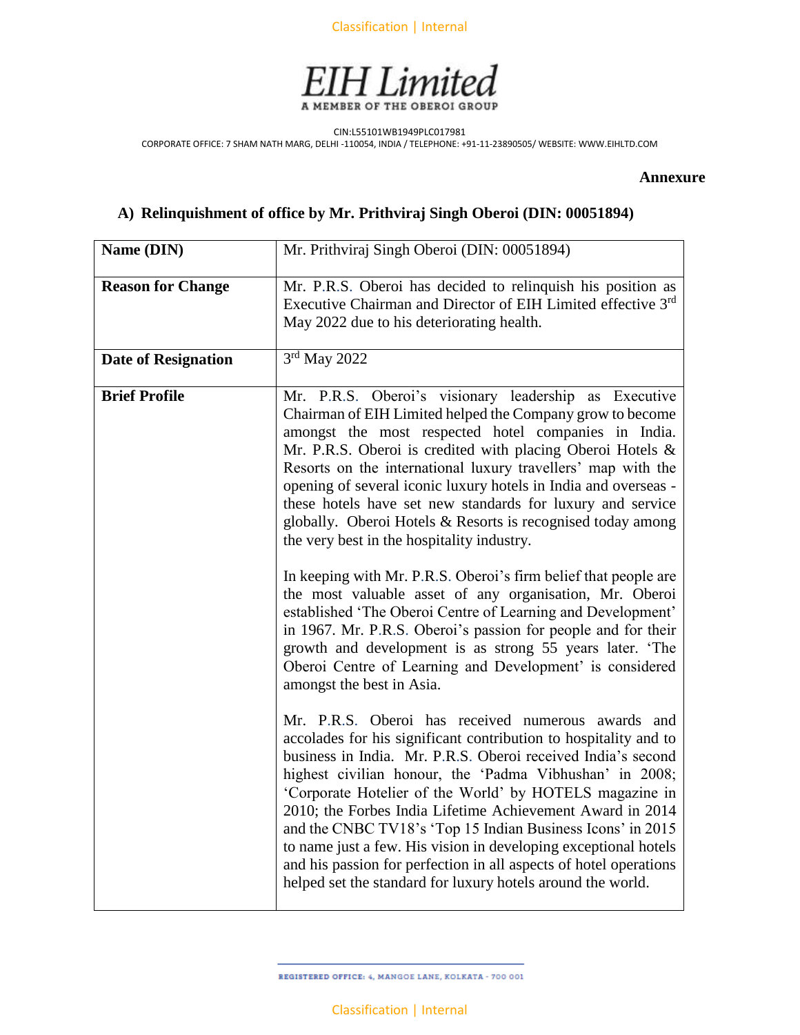# EIH Limited

A MEMBER OF THE OBEROI GROUP

CIN:L55101WB1949PLC017981

CORPORATE OFFICE: 7 SHAM NATH MARG, DELHI -110054, INDIA / TELEPHONE: +91-11-23890505/ WEBSITE: WWW.EIHLTD.COM

**Annexure**

## A) Relinquishment of office by Mr. Prithviraj Singh Oberoi (DIN: 00051894)

| **Name (DIN)** | Mr. Prithviraj Singh Oberoi (DIN: 00051894) |
|---|---|
| **Reason for Change** | Mr. P.R.S. Oberoi has decided to relinquish his position as Executive Chairman and Director of EIH Limited effective 3rd May 2022 due to his deteriorating health. |
| **Date of Resignation** | 3rd May 2022 |
| **Brief Profile** | Mr. P.R.S. Oberoi's visionary leadership as Executive Chairman of EIH Limited helped the Company grow to become amongst the most respected hotel companies in India. Mr. P.R.S. Oberoi is credited with placing Oberoi Hotels & Resorts on the international luxury travellers' map with the opening of several iconic luxury hotels in India and overseas - these hotels have set new standards for luxury and service globally. Oberoi Hotels & Resorts is recognised today among the very best in the hospitality industry.<br><br>In keeping with Mr. P.R.S. Oberoi's firm belief that people are the most valuable asset of any organisation, Mr. Oberoi established 'The Oberoi Centre of Learning and Development' in 1967. Mr. P.R.S. Oberoi's passion for people and for their growth and development is as strong 55 years later. 'The Oberoi Centre of Learning and Development' is considered amongst the best in Asia.<br><br>Mr. P.R.S. Oberoi has received numerous awards and accolades for his significant contribution to hospitality and to business in India. Mr. P.R.S. Oberoi received India's second highest civilian honour, the 'Padma Vibhushan' in 2008; 'Corporate Hotelier of the World' by HOTELS magazine in 2010; the Forbes India Lifetime Achievement Award in 2014 and the CNBC TV18's 'Top 15 Indian Business Icons' in 2015 to name just a few. His vision in developing exceptional hotels and his passion for perfection in all aspects of hotel operations helped set the standard for luxury hotels around the world. |

REGISTERED OFFICE: 4, MANGOE LANE, KOLKATA - 700 001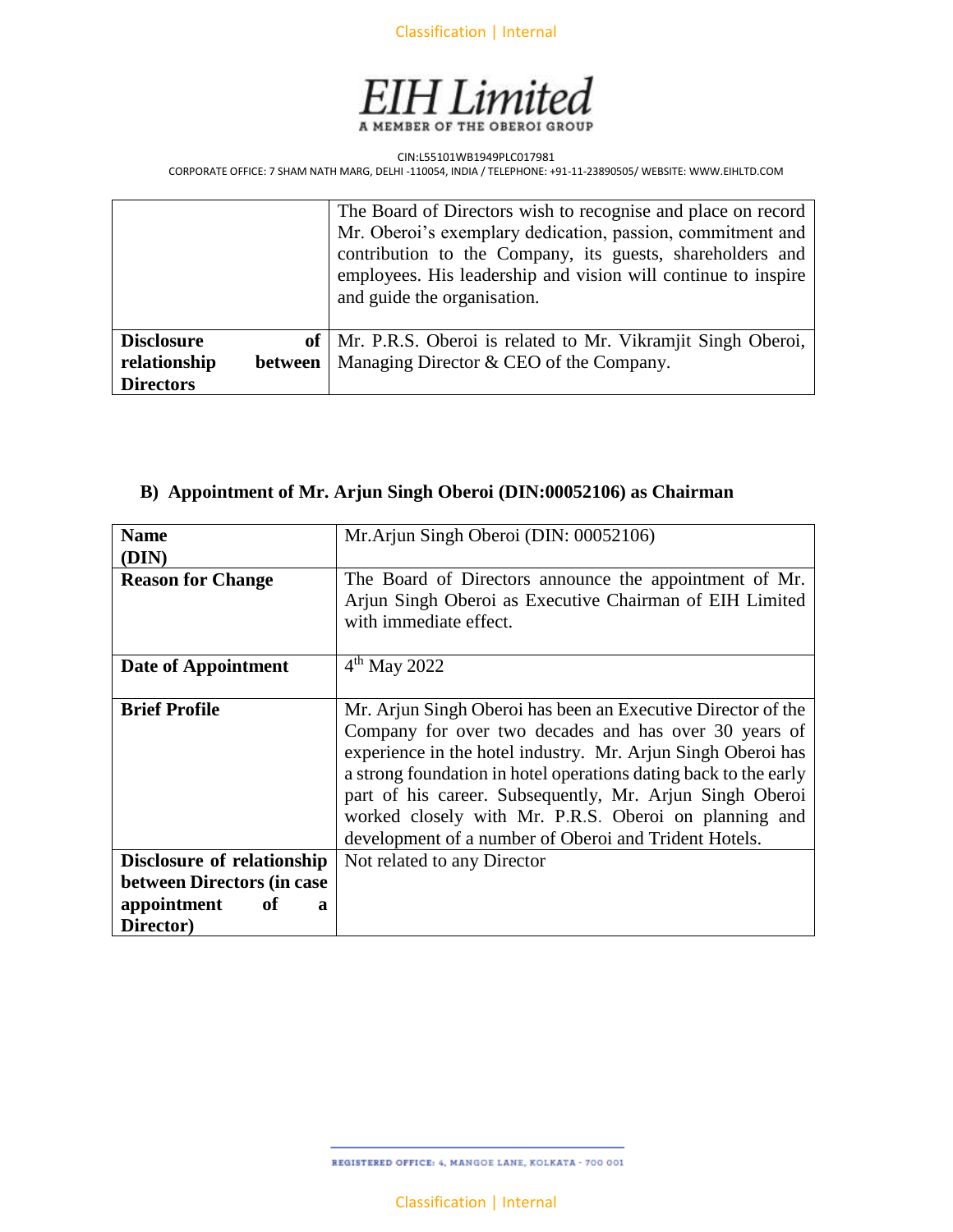| | |
|---|---|
| | The Board of Directors wish to recognise and place on record Mr. Oberoi's exemplary dedication, passion, commitment and contribution to the Company, its guests, shareholders and employees. His leadership and vision will continue to inspire and guide the organisation. |
| **Disclosure of relationship between Directors** | Mr. P.R.S. Oberoi is related to Mr. Vikramjit Singh Oberoi, Managing Director & CEO of the Company. |

### B) Appointment of Mr. Arjun Singh Oberoi (DIN:00052106) as Chairman

| | |
|---|---|
| **Name (DIN)** | Mr.Arjun Singh Oberoi (DIN: 00052106) |
| **Reason for Change** | The Board of Directors announce the appointment of Mr. Arjun Singh Oberoi as Executive Chairman of EIH Limited with immediate effect. |
| **Date of Appointment** | 4th May 2022 |
| **Brief Profile** | Mr. Arjun Singh Oberoi has been an Executive Director of the Company for over two decades and has over 30 years of experience in the hotel industry. Mr. Arjun Singh Oberoi has a strong foundation in hotel operations dating back to the early part of his career. Subsequently, Mr. Arjun Singh Oberoi worked closely with Mr. P.R.S. Oberoi on planning and development of a number of Oberoi and Trident Hotels. |
| **Disclosure of relationship between Directors (in case appointment of a Director)** | Not related to any Director |